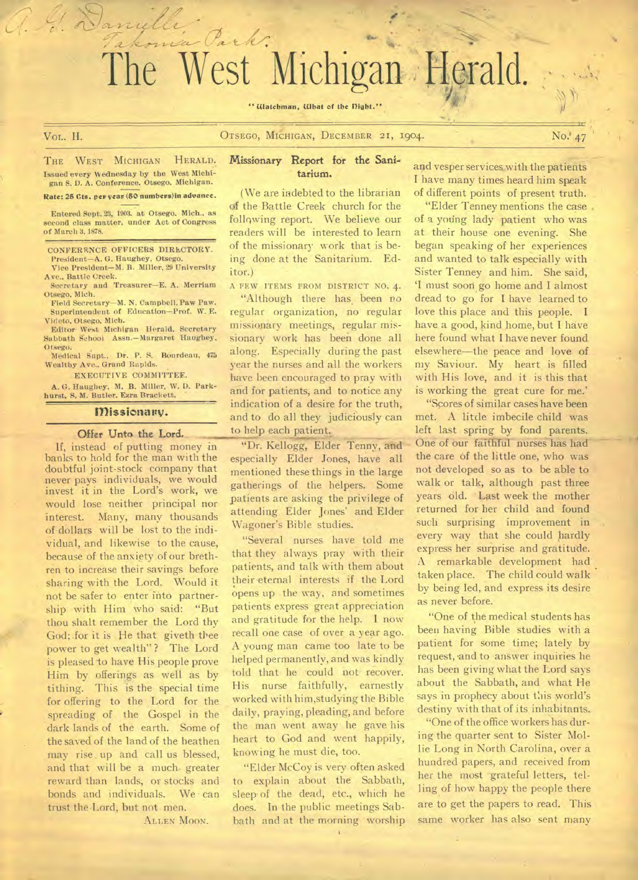# The West Michigan Herald.

"Watchman, What of the Night."

VOL. II. OTSEGO, MICHIGAN, DECEMBER 21, 1904. No. 47

THE WEST MICHIGAN HERALD.
Issued every Wednesday by the West Michigan S. D. A. Conference. Otsego, Michigan.

**Rate: 25 Cts. per year (50 numbers) in advance.**

Entered Sept. 23, 1903, at Otsego, Mich., as second class matter, under Act of Congress of March 3, 1878.

CONFERENCE OFFICERS DIRECTORY.
President—A. G. Haughey, Otsego.
Vice President—M. B. Miller, 29 University Ave., Battle Creek.
Secretary and Treasurer—E. A. Merriam Otsego, Mich.
Field Secretary—M. N. Campbell, Paw Paw.
Superintendent of Education—Prof. W. E. Videto, Otsego, Mich.
Editor West Michigan Herald. Secretary Sabbath School Assn.—Margaret Haughey, Otsego.
Medical Supt., Dr. P. S. Bourdeau, 475 Wealthy Ave., Grand Rapids.

EXECUTIVE COMMITTEE.
A. G. Haughey, M. B. Miller, W. D. Parkhurst, S. M. Butler, Ezra Brackett.

## Missionary.

### Offer Unto the Lord.

If, instead of putting money in banks to hold for the man with the doubtful joint-stock company that never pays individuals, we would invest it in the Lord's work, we would lose neither principal nor interest. Many, many thousands of dollars will be lost to the individual, and likewise to the cause, because of the anxiety of our brethren to increase their savings before sharing with the Lord. Would it not be safer to enter into partnership with Him who said: "But thou shalt remember the Lord thy God; for it is He that giveth thee power to get wealth"? The Lord is pleased to have His people prove Him by offerings as well as by tithing. This is the special time for offering to the Lord for the spreading of the Gospel in the dark lands of the earth. Some of the saved of the land of the heathen may rise up and call us blessed, and that will be a much greater reward than lands, or stocks and bonds and individuals. We can trust the Lord, but not men.

ALLEN MOON.

### Missionary Report for the Sanitarium.

(We are indebted to the librarian of the Battle Creek church for the following report. We believe our readers will be interested to learn of the missionary work that is being done at the Sanitarium. Editor.)

A FEW ITEMS FROM DISTRICT NO. 4.

"Although there has been no regular organization, no regular missionary meetings, regular missionary work has been done all along. Especially during the past year the nurses and all the workers have been encouraged to pray with and for patients, and to notice any indication of a desire for the truth, and to do all they judiciously can to help each patient.

"Dr. Kellogg, Elder Tenny, and especially Elder Jones, have all mentioned these things in the large gatherings of the helpers. Some patients are asking the privilege of attending Elder Jones' and Elder Wagoner's Bible studies.

"Several nurses have told me that they always pray with their patients, and talk with them about their eternal interests if the Lord opens up the way, and sometimes patients express great appreciation and gratitude for the help. I now recall one case of over a year ago. A young man came too late to be helped permanently, and was kindly told that he could not recover. His nurse faithfully, earnestly worked with him, studying the Bible daily, praying, pleading, and before the man went away he gave his heart to God and went happily, knowing he must die, too.

"Elder McCoy is very often asked to explain about the Sabbath, sleep of the dead, etc., which he does. In the public meetings Sabbath and at the morning worship and vesper services with the patients I have many times heard him speak of different points of present truth.

"Elder Tenney mentions the case of a young lady patient who was at their house one evening. She began speaking of her experiences and wanted to talk especially with Sister Tenney and him. She said, 'I must soon go home and I almost dread to go for I have learned to love this place and this people. I have a good, kind home, but I have here found what I have never found elsewhere—the peace and love of my Saviour. My heart is filled with His love, and it is this that is working the great cure for me.'

"Scores of similar cases have been met. A little imbecile child was left last spring by fond parents. One of our faithful nurses has had the care of the little one, who was not developed so as to be able to walk or talk, although past three years old. Last week the mother returned for her child and found such surprising improvement in every way that she could hardly express her surprise and gratitude. A remarkable development had taken place. The child could walk by being led, and express its desire as never before.

"One of the medical students has been having Bible studies with a patient for some time; lately by request, and to answer inquiries he has been giving what the Lord says about the Sabbath, and what He says in prophecy about this world's destiny with that of its inhabitants.

"One of the office workers has during the quarter sent to Sister Mollie Long in North Carolina, over a hundred papers, and received from her the most grateful letters, telling of how happy the people there are to get the papers to read. This same worker has also sent many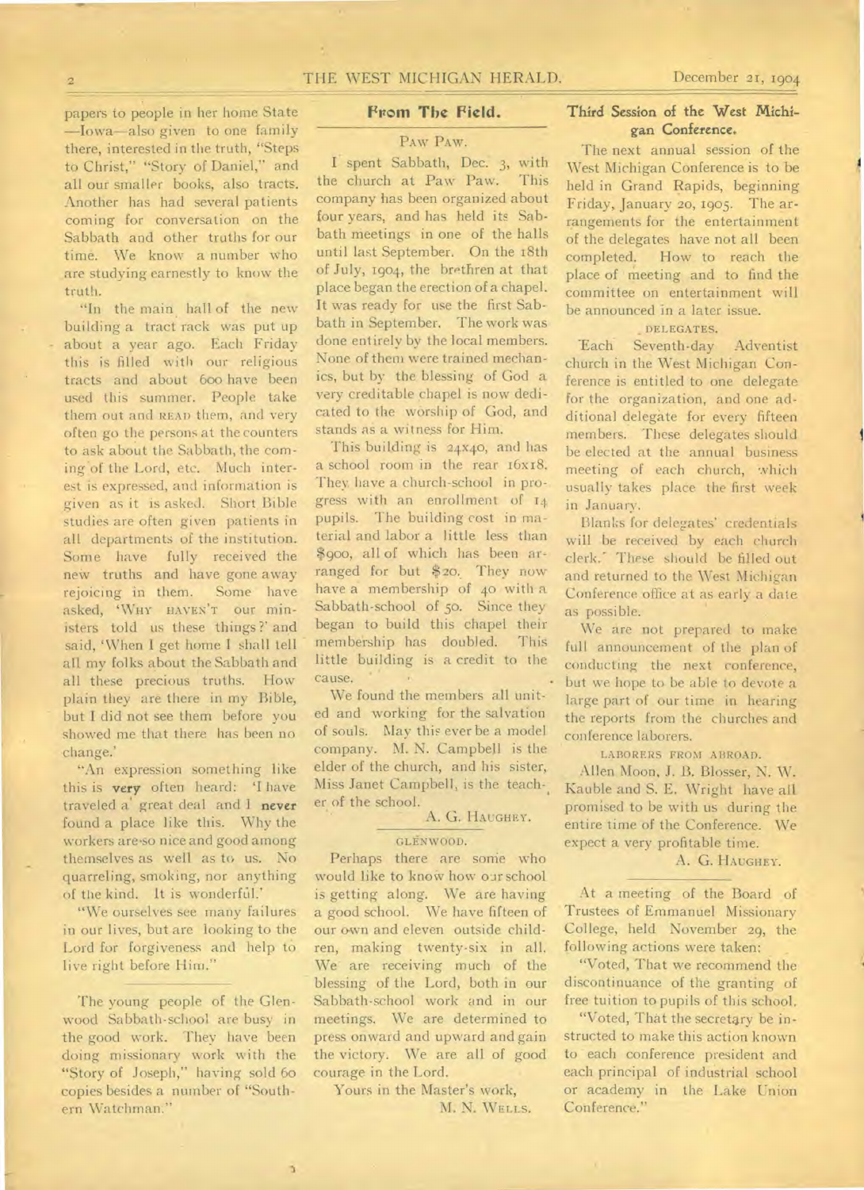papers to people in her home State —Iowa—also given to one family there, interested in the truth, "Steps to Christ," "Story of Daniel," and all our smaller books, also tracts. Another has had several patients coming for conversation on the Sabbath and other truths for our time. We know a number who are studying earnestly to know the truth.

"In the main hall of the new building a tract rack was put up about a year ago. Each Friday this is filled with our religious tracts and about 600 have been used this summer. People take them out and READ them, and very often go the persons at the counters to ask about the Sabbath, the coming of the Lord, etc. Much interest is expressed, and information is given as it is asked. Short Bible studies are often given patients in all departments of the institution. Some have fully received the new truths and have gone away rejoicing in them. Some have asked, 'WHY HAVEN'T our ministers told us these things?' and said, 'When I get home I shall tell all my folks about the Sabbath and all these precious truths. How plain they are there in my Bible, but I did not see them before you showed me that there has been no change.'

"An expression something like this is **very** often heard: 'I have traveled a great deal and I **never** found a place like this. Why the workers are so nice and good among themselves as well as to us. No quarreling, smoking, nor anything of the kind. It is wonderful.'

"We ourselves see many failures in our lives, but are looking to the Lord for forgiveness and help to live right before Him."

---

The young people of the Glenwood Sabbath-school are busy in the good work. They have been doing missionary work with the "Story of Joseph," having sold 60 copies besides a number of "Southern Watchman."

## From The Field.

### PAW PAW.

I spent Sabbath, Dec. 3, with the church at Paw Paw. This company has been organized about four years, and has held its Sabbath meetings in one of the halls until last September. On the 18th of July, 1904, the brethren at that place began the erection of a chapel. It was ready for use the first Sabbath in September. The work was done entirely by the local members. None of them were trained mechanics, but by the blessing of God a very creditable chapel is now dedicated to the worship of God, and stands as a witness for Him.

This building is 24x40, and has a school room in the rear 16x18. They have a church-school in progress with an enrollment of 14 pupils. The building cost in material and labor a little less than $900, all of which has been arranged for but $20. They now have a membership of 40 with a Sabbath-school of 50. Since they began to build this chapel their membership has doubled. This little building is a credit to the cause.

We found the members all united and working for the salvation of souls. May this ever be a model company. M. N. Campbell is the elder of the church, and his sister, Miss Janet Campbell, is the teacher of the school.

A. G. HAUGHEY.

### GLENWOOD.

Perhaps there are some who would like to know how our school is getting along. We are having a good school. We have fifteen of our own and eleven outside children, making twenty-six in all. We are receiving much of the blessing of the Lord, both in our Sabbath-school work and in our meetings. We are determined to press onward and upward and gain the victory. We are all of good courage in the Lord.

Yours in the Master's work,

M. N. WELLS.

## Third Session of the West Michigan Conference.

The next annual session of the West Michigan Conference is to be held in Grand Rapids, beginning Friday, January 20, 1905. The arrangements for the entertainment of the delegates have not all been completed. How to reach the place of meeting and to find the committee on entertainment will be announced in a later issue.

### DELEGATES.

Each Seventh-day Adventist church in the West Michigan Conference is entitled to one delegate for the organization, and one additional delegate for every fifteen members. These delegates should be elected at the annual business meeting of each church, which usually takes place the first week in January.

Blanks for delegates' credentials will be received by each church clerk. These should be filled out and returned to the West Michigan Conference office at as early a date as possible.

We are not prepared to make full announcement of the plan of conducting the next conference, but we hope to be able to devote a large part of our time in hearing the reports from the churches and conference laborers.

### LABORERS FROM ABROAD.

Allen Moon, J. B. Blosser, N. W. Kauble and S. E. Wright have all promised to be with us during the entire time of the Conference. We expect a very profitable time.

A. G. HAUGHEY.

---

At a meeting of the Board of Trustees of Emmanuel Missionary College, held November 29, the following actions were taken:

"Voted, That we recommend the discontinuance of the granting of free tuition to pupils of this school.

"Voted, That the secretary be instructed to make this action known to each conference president and each principal of industrial school or academy in the Lake Union Conference."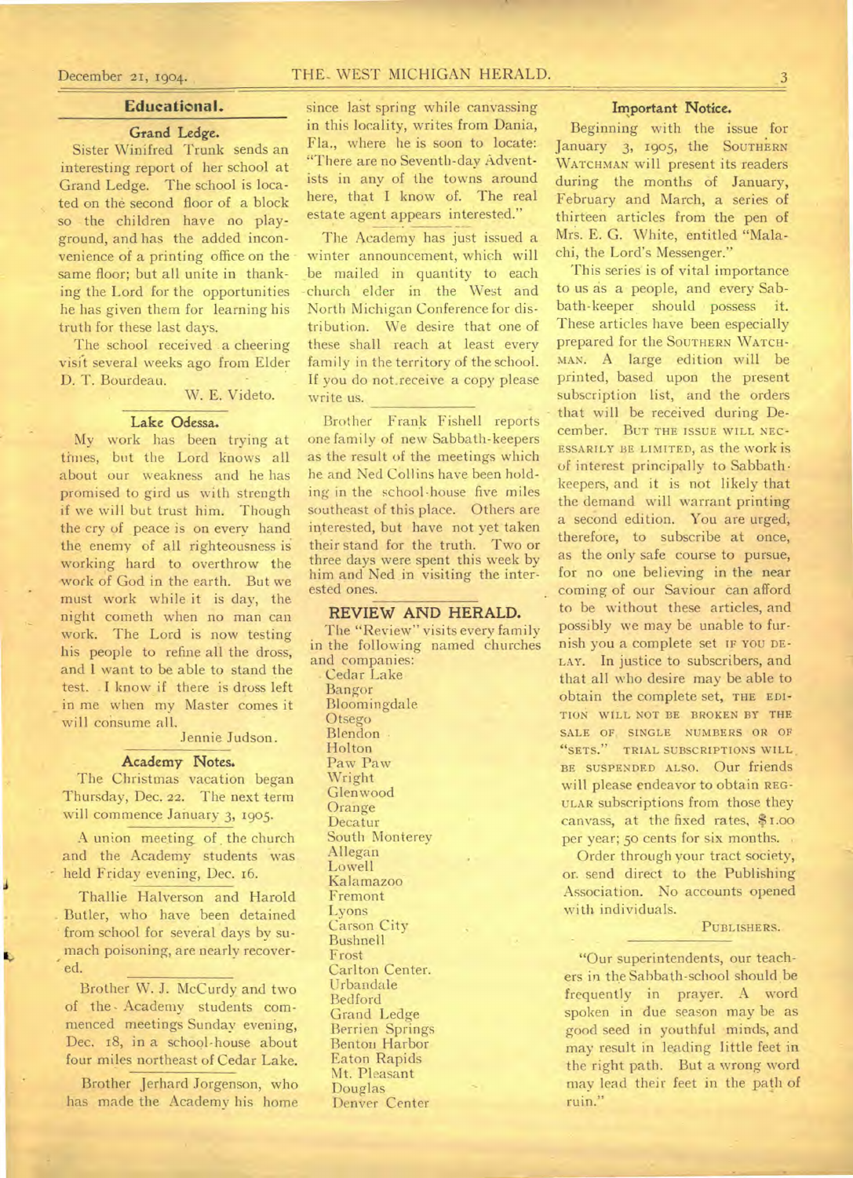## Educational.

### Grand Ledge.

Sister Winifred Trunk sends an interesting report of her school at Grand Ledge. The school is located on the second floor of a block so the children have no playground, and has the added inconvenience of a printing office on the same floor; but all unite in thanking the Lord for the opportunities he has given them for learning his truth for these last days.

The school received a cheering visit several weeks ago from Elder D. T. Bourdeau.

W. E. Videto.

### Lake Odessa.

My work has been trying at times, but the Lord knows all about our weakness and he has promised to gird us with strength if we will but trust him. Though the cry of peace is on every hand the enemy of all righteousness is working hard to overthrow the work of God in the earth. But we must work while it is day, the night cometh when no man can work. The Lord is now testing his people to refine all the dross, and I want to be able to stand the test. I know if there is dross left in me when my Master comes it will consume all.

Jennie Judson.

### Academy Notes.

The Christmas vacation began Thursday, Dec. 22. The next term will commence January 3, 1905.

A union meeting of the church and the Academy students was held Friday evening, Dec. 16.

Thallie Halverson and Harold Butler, who have been detained from school for several days by stomach poisoning, are nearly recovered.

Brother W. J. McCurdy and two of the Academy students commenced meetings Sunday evening, Dec. 18, in a school-house about four miles northeast of Cedar Lake.

Brother Jerhard Jorgenson, who has made the Academy his home since last spring while canvassing in this locality, writes from Dania, Fla., where he is soon to locate: "There are no Seventh-day Adventists in any of the towns around here, that I know of. The real estate agent appears interested."

The Academy has just issued a winter announcement, which will be mailed in quantity to each church in the West and North Michigan Conference for distribution. We desire that one of these shall reach at least every family in the territory of the school. If you do not receive a copy please write us.

Brother Frank Fishell reports one family of new Sabbath-keepers as the result of the meetings which he and Ned Collins have been holding in the school-house five miles southeast of this place. Others are interested, but have not yet taken their stand for the truth. Two or three days were spent this week by him and Ned in visiting the interested ones.

## REVIEW AND HERALD.

The "Review" visits every family in the following named churches and companies:

Cedar Lake
Bangor
Bloomingdale
Otsego
Blendon
Holton
Paw Paw
Wright
Glenwood
Orange
Decatur
South Monterey
Allegan
Lowell
Kalamazoo
Fremont
Lyons
Carson City
Bushnell
Frost
Carlton Center.
Urbandale
Bedford
Grand Ledge
Berrien Springs
Benton Harbor
Eaton Rapids
Mt. Pleasant
Douglas
Denver Center

### Important Notice.

Beginning with the issue for January 3, 1905, the SOUTHERN WATCHMAN will present its readers during the months of January, February and March, a series of thirteen articles from the pen of Mrs. E. G. White, entitled "Malachi, the Lord's Messenger."

This series is of vital importance to us as a people, and every Sabbath-keeper should possess it. These articles have been especially prepared for the SOUTHERN WATCHMAN. A large edition will be printed, based upon the present subscription list, and the orders that will be received during December. BUT THE ISSUE WILL NECESSARILY BE LIMITED, as the work is of interest principally to Sabbath-keepers, and it is not likely that the demand will warrant printing a second edition. You are urged, therefore, to subscribe at once, as the only safe course to pursue, for no one believing in the near coming of our Saviour can afford to be without these articles, and possibly we may be unable to furnish you a complete set IF YOU DELAY. In justice to subscribers, and that all who desire may be able to obtain the complete set, THE EDITION WILL NOT BE BROKEN BY THE SALE OF SINGLE NUMBERS OR OF "SETS." TRIAL SUBSCRIPTIONS WILL BE SUSPENDED ALSO. Our friends will please endeavor to obtain REGULAR subscriptions from those they canvass, at the fixed rates, $1.00 per year; 50 cents for six months.

Order through your tract society, or send direct to the Publishing Association. No accounts opened with individuals.

PUBLISHERS.

"Our superintendents, our teachers in the Sabbath-school should be frequently in prayer. A word spoken in due season may be as good seed in youthful minds, and may result in leading little feet in the right path. But a wrong word may lead their feet in the path of ruin."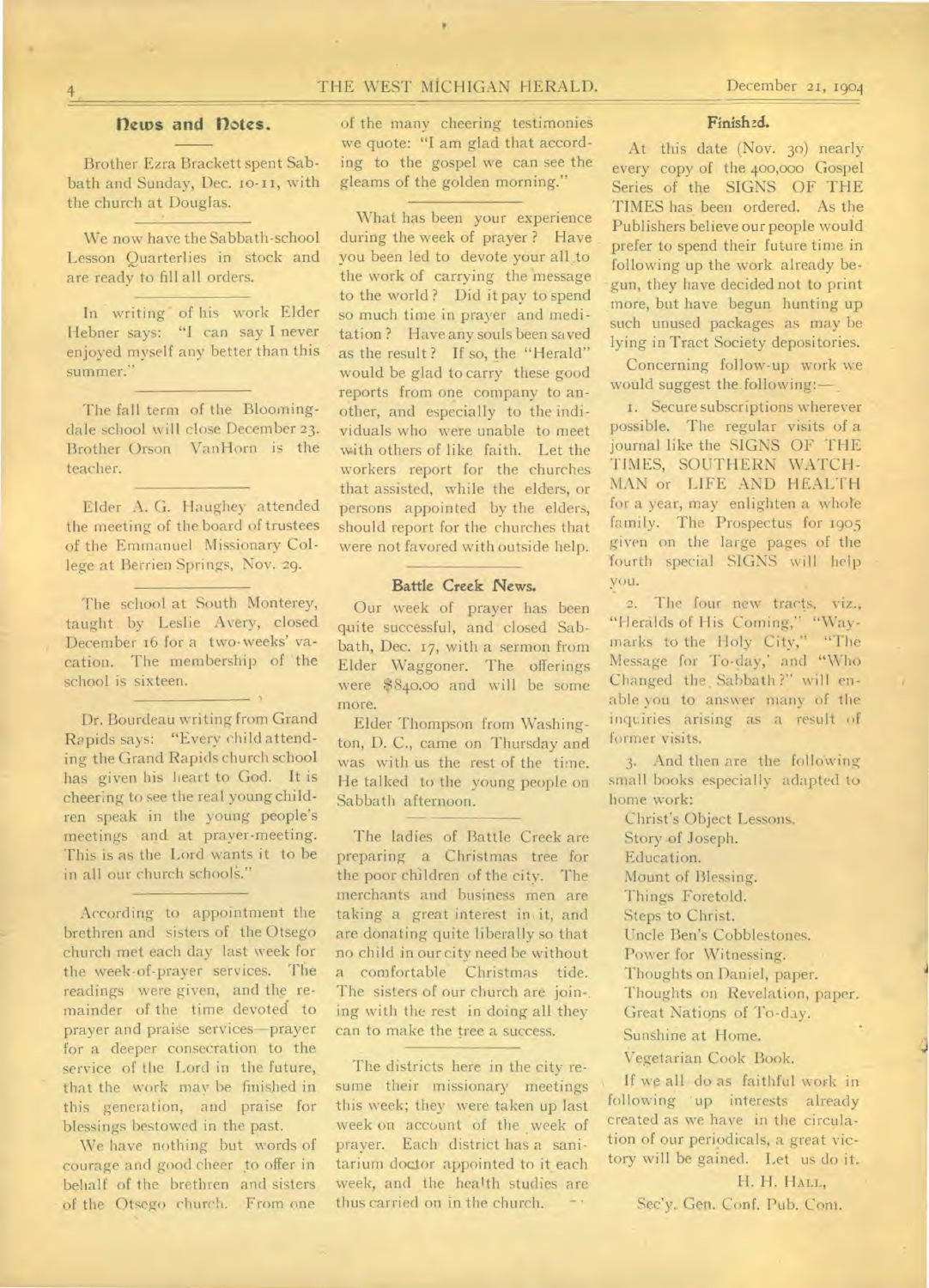## News and Notes.

Brother Ezra Brackett spent Sabbath and Sunday, Dec. 10-11, with the church at Douglas.

We now have the Sabbath-school Lesson Quarterlies in stock and are ready to fill all orders.

In writing of his work Elder Hebner says: "I can say I never enjoyed myself any better than this summer."

The fall term of the Bloomingdale school will close December 23. Brother Orson VanHorn is the teacher.

Elder A. G. Haughey attended the meeting of the board of trustees of the Emmanuel Missionary College at Berrien Springs, Nov. 29.

The school at South Monterey, taught by Leslie Avery, closed December 16 for a two-weeks' vacation. The membership of the school is sixteen.

Dr. Bourdeau writing from Grand Rapids says: "Every child attending the Grand Rapids church school has given his heart to God. It is cheering to see the real young children speak in the young people's meetings and at prayer-meeting. This is as the Lord wants it to be in all our church schools."

According to appointment the brethren and sisters of the Otsego church met each day last week for the week-of-prayer services. The readings were given, and the remainder of the time devoted to prayer and praise services—prayer for a deeper consecration to the service of the Lord in the future, that the work may be finished in this generation, and praise for blessings bestowed in the past.

We have nothing but words of courage and good cheer to offer in behalf of the brethren and sisters of the Otsego church. From one of the many cheering testimonies we quote: "I am glad that according to the gospel we can see the gleams of the golden morning."

What has been your experience during the week of prayer? Have you been led to devote your all to the work of carrying the message to the world? Did it pay to spend so much time in prayer and meditation? Have any souls been saved as the result? If so, the "Herald" would be glad to carry these good reports from one company to another, and especially to the individuals who were unable to meet with others of like faith. Let the workers report for the churches that assisted, while the elders, or persons appointed by the elders, should report for the churches that were not favored with outside help.

### Battle Creek News.

Our week of prayer has been quite successful, and closed Sabbath, Dec. 17, with a sermon from Elder Waggoner. The offerings were $840.00 and will be some more.

Elder Thompson from Washington, D. C., came on Thursday and was with us the rest of the time. He talked to the young people on Sabbath afternoon.

The ladies of Battle Creek are preparing a Christmas tree for the poor children of the city. The merchants and business men are taking a great interest in it, and are donating quite liberally so that no child in our city need be without a comfortable Christmas tide. The sisters of our church are joining with the rest in doing all they can to make the tree a success.

The districts here in the city resume their missionary meetings this week; they were taken up last week on account of the week of prayer. Each district has a sanitarium doctor appointed to it each week, and the health studies are thus carried on in the church.

### Finished.

At this date (Nov. 30) nearly every copy of the 400,000 Gospel Series of the SIGNS OF THE TIMES has been ordered. As the Publishers believe our people would prefer to spend their future time in following up the work already begun, they have decided not to print more, but have begun hunting up such unused packages as may be lying in Tract Society depositories.

Concerning follow-up work we would suggest the following:—

1. Secure subscriptions wherever possible. The regular visits of a journal like the SIGNS OF THE TIMES, SOUTHERN WATCHMAN or LIFE AND HEALTH for a year, may enlighten a whole family. The Prospectus for 1905 given on the large pages of the fourth special SIGNS will help you.

2. The four new tracts, viz., "Heralds of His Coming," "Waymarks to the Holy City," "The Message for To-day," and "Who Changed the Sabbath?" will enable you to answer many of the inquiries arising as a result of former visits.

3. And then are the following small books especially adapted to home work:

Christ's Object Lessons.
Story of Joseph.
Education.
Mount of Blessing.
Things Foretold.
Steps to Christ.
Uncle Ben's Cobblestones.
Power for Witnessing.
Thoughts on Daniel, paper.
Thoughts on Revelation, paper.
Great Nations of To-day.
Sunshine at Home.
Vegetarian Cook Book.

If we all do as faithful work in following up interests already created as we have in the circulation of our periodicals, a great victory will be gained. Let us do it.

H. H. HALL,
Sec'y. Gen. Conf. Pub. Com.